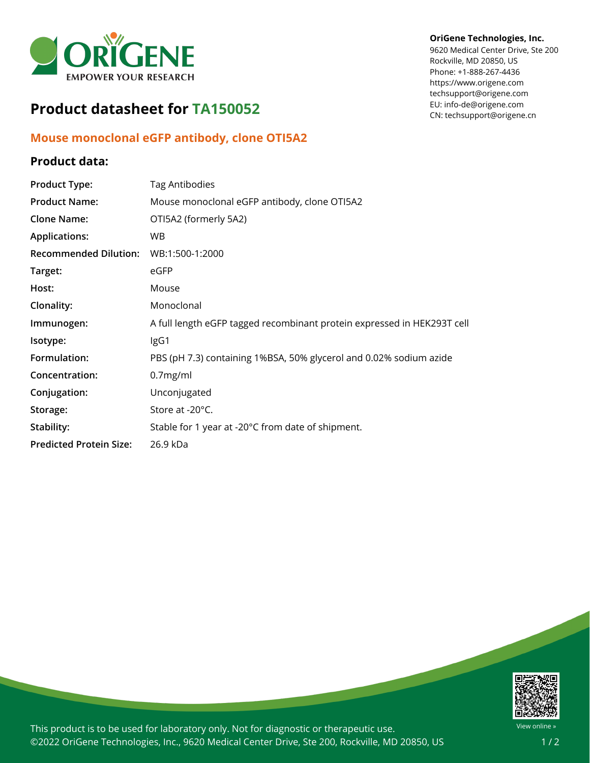**OriGene Technologies, Inc.**
9620 Medical Center Drive, Ste 200
Rockville, MD 20850, US
Phone: +1-888-267-4436
https://www.origene.com
techsupport@origene.com
EU: info-de@origene.com
CN: techsupport@origene.cn

# Product datasheet for TA150052

## Mouse monoclonal eGFP antibody, clone OTI5A2

### Product data:

| | |
|---|---|
| **Product Type:** | Tag Antibodies |
| **Product Name:** | Mouse monoclonal eGFP antibody, clone OTI5A2 |
| **Clone Name:** | OTI5A2 (formerly 5A2) |
| **Applications:** | WB |
| **Recommended Dilution:** | WB:1:500-1:2000 |
| **Target:** | eGFP |
| **Host:** | Mouse |
| **Clonality:** | Monoclonal |
| **Immunogen:** | A full length eGFP tagged recombinant protein expressed in HEK293T cell |
| **Isotype:** | IgG1 |
| **Formulation:** | PBS (pH 7.3) containing 1%BSA, 50% glycerol and 0.02% sodium azide |
| **Concentration:** | 0.7mg/ml |
| **Conjugation:** | Unconjugated |
| **Storage:** | Store at -20°C. |
| **Stability:** | Stable for 1 year at -20°C from date of shipment. |
| **Predicted Protein Size:** | 26.9 kDa |

This product is to be used for laboratory only. Not for diagnostic or therapeutic use.
©2022 OriGene Technologies, Inc., 9620 Medical Center Drive, Ste 200, Rockville, MD 20850, US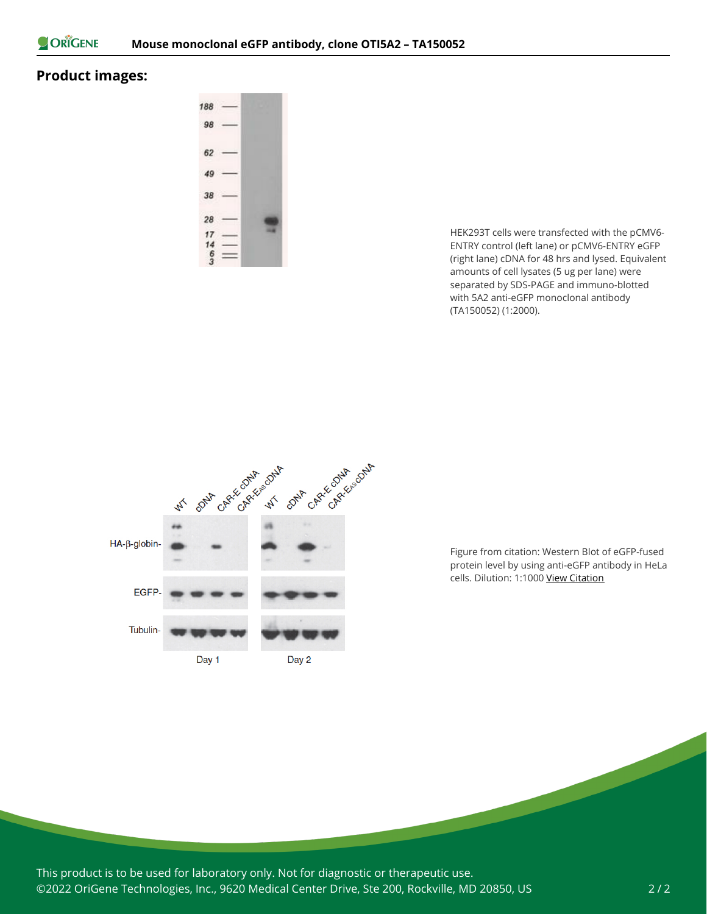## Product images:

188
98
62
49
38
28
17
14
6
3

HEK293T cells were transfected with the pCMV6-ENTRY control (left lane) or pCMV6-ENTRY eGFP (right lane) cDNA for 48 hrs and lysed. Equivalent amounts of cell lysates (5 ug per lane) were separated by SDS-PAGE and immuno-blotted with 5A2 anti-eGFP monoclonal antibody (TA150052) (1:2000).

WT
cDNA
CAR-E cDNA
CAR-E$_{AS}$ cDNA
WT
cDNA
CAR-E cDNA
CAR-E$_{AS}$ cDNA

HA-β-globin-
EGFP-
Tubulin-

Day 1
Day 2

Figure from citation: Western Blot of eGFP-fused protein level by using anti-eGFP antibody in HeLa cells. Dilution: 1:1000 View Citation

This product is to be used for laboratory only. Not for diagnostic or therapeutic use.
©2022 OriGene Technologies, Inc., 9620 Medical Center Drive, Ste 200, Rockville, MD 20850, US